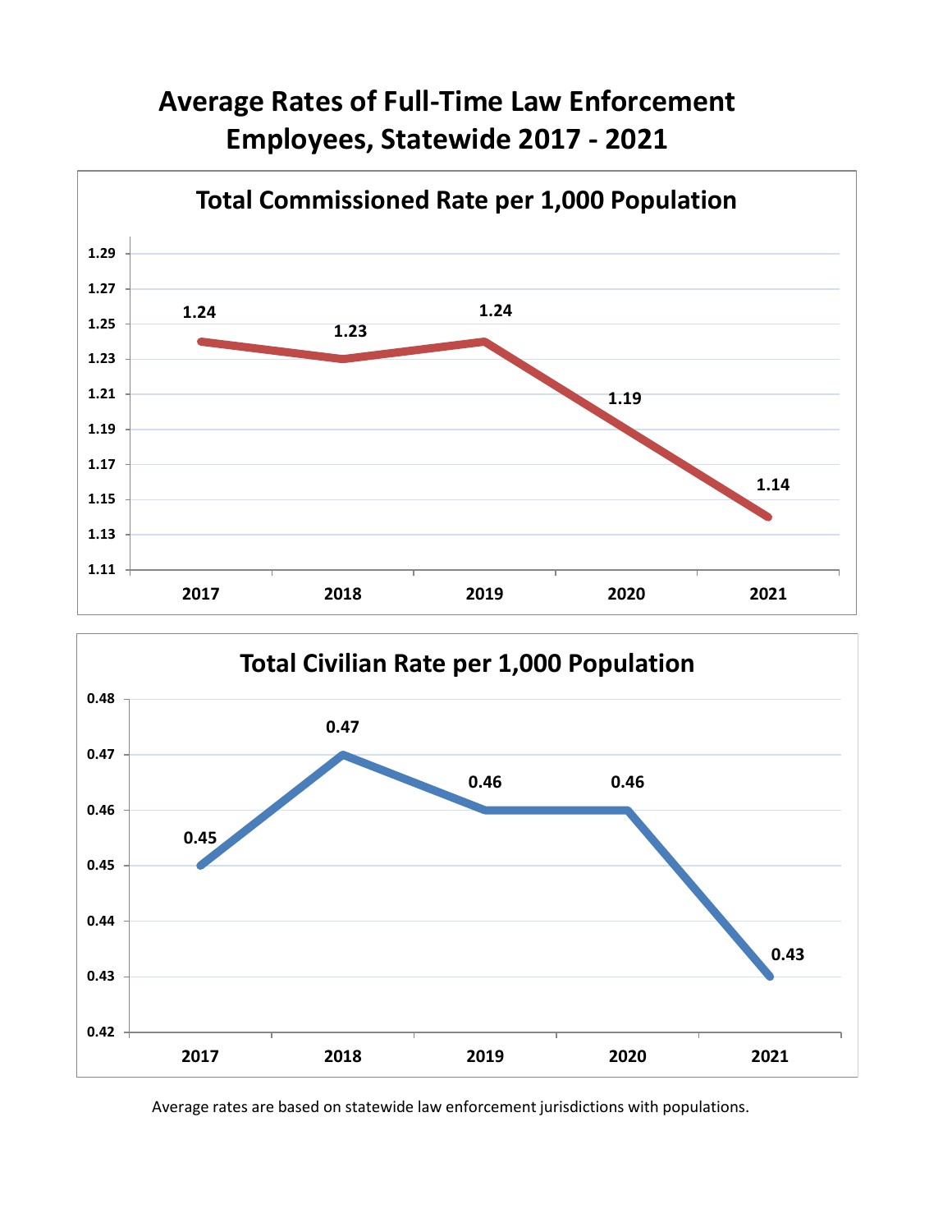# Average Rates of Full-Time Law Enforcement Employees, Statewide 2017 - 2021

## Total Commissioned Rate per 1,000 Population

| Year | Rate |
|---|---|
| 2017 | 1.24 |
| 2018 | 1.23 |
| 2019 | 1.24 |
| 2020 | 1.19 |
| 2021 | 1.14 |

## Total Civilian Rate per 1,000 Population

| Year | Rate |
|---|---|
| 2017 | 0.45 |
| 2018 | 0.47 |
| 2019 | 0.46 |
| 2020 | 0.46 |
| 2021 | 0.43 |

Average rates are based on statewide law enforcement jurisdictions with populations.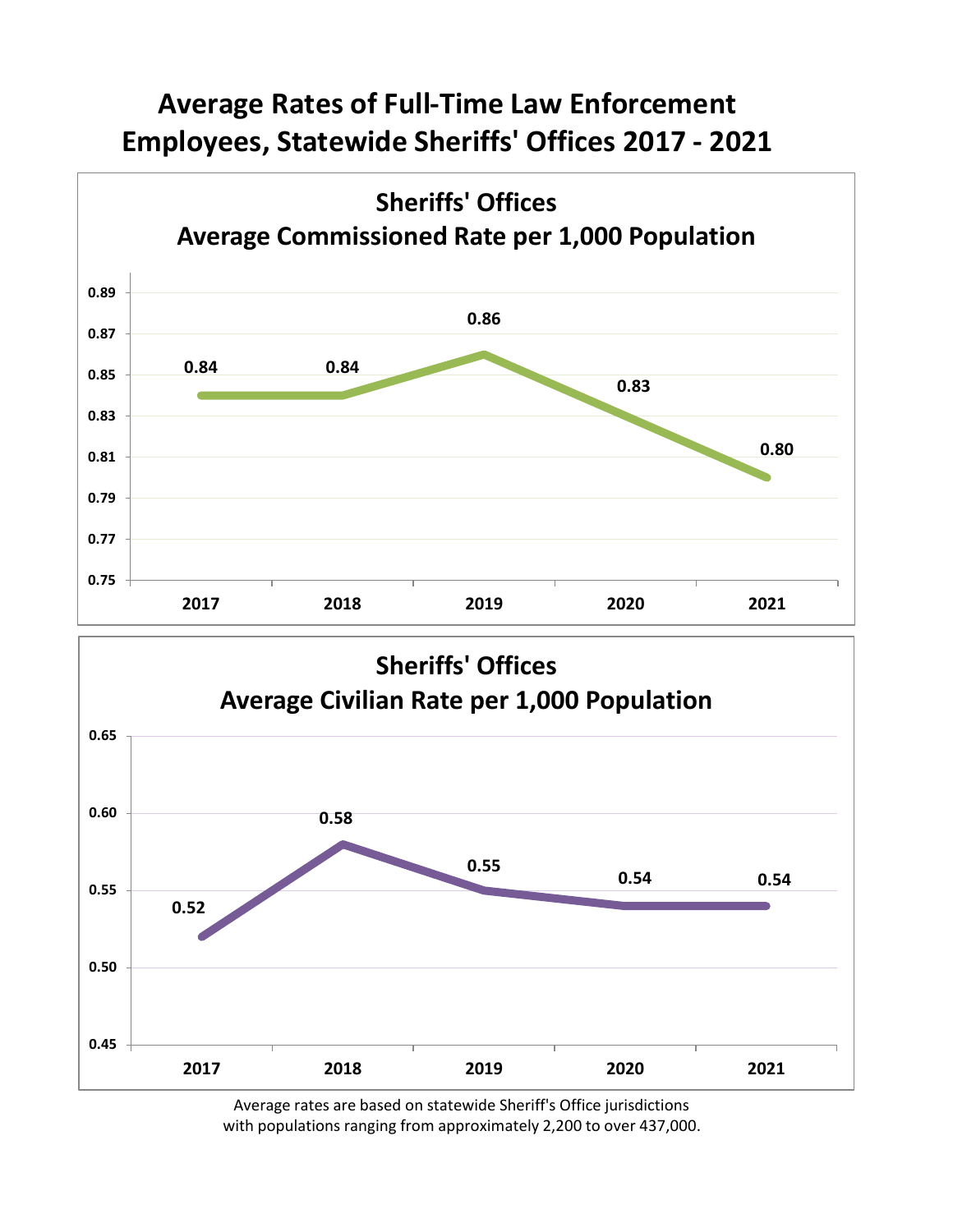# Average Rates of Full-Time Law Enforcement Employees, Statewide Sheriffs' Offices 2017 - 2021

## Sheriffs' Offices
## Average Commissioned Rate per 1,000 Population

| Year | Rate |
|---|---|
| 2017 | 0.84 |
| 2018 | 0.84 |
| 2019 | 0.86 |
| 2020 | 0.83 |
| 2021 | 0.80 |

## Sheriffs' Offices
## Average Civilian Rate per 1,000 Population

| Year | Rate |
|---|---|
| 2017 | 0.52 |
| 2018 | 0.58 |
| 2019 | 0.55 |
| 2020 | 0.54 |
| 2021 | 0.54 |

Average rates are based on statewide Sheriff's Office jurisdictions with populations ranging from approximately 2,200 to over 437,000.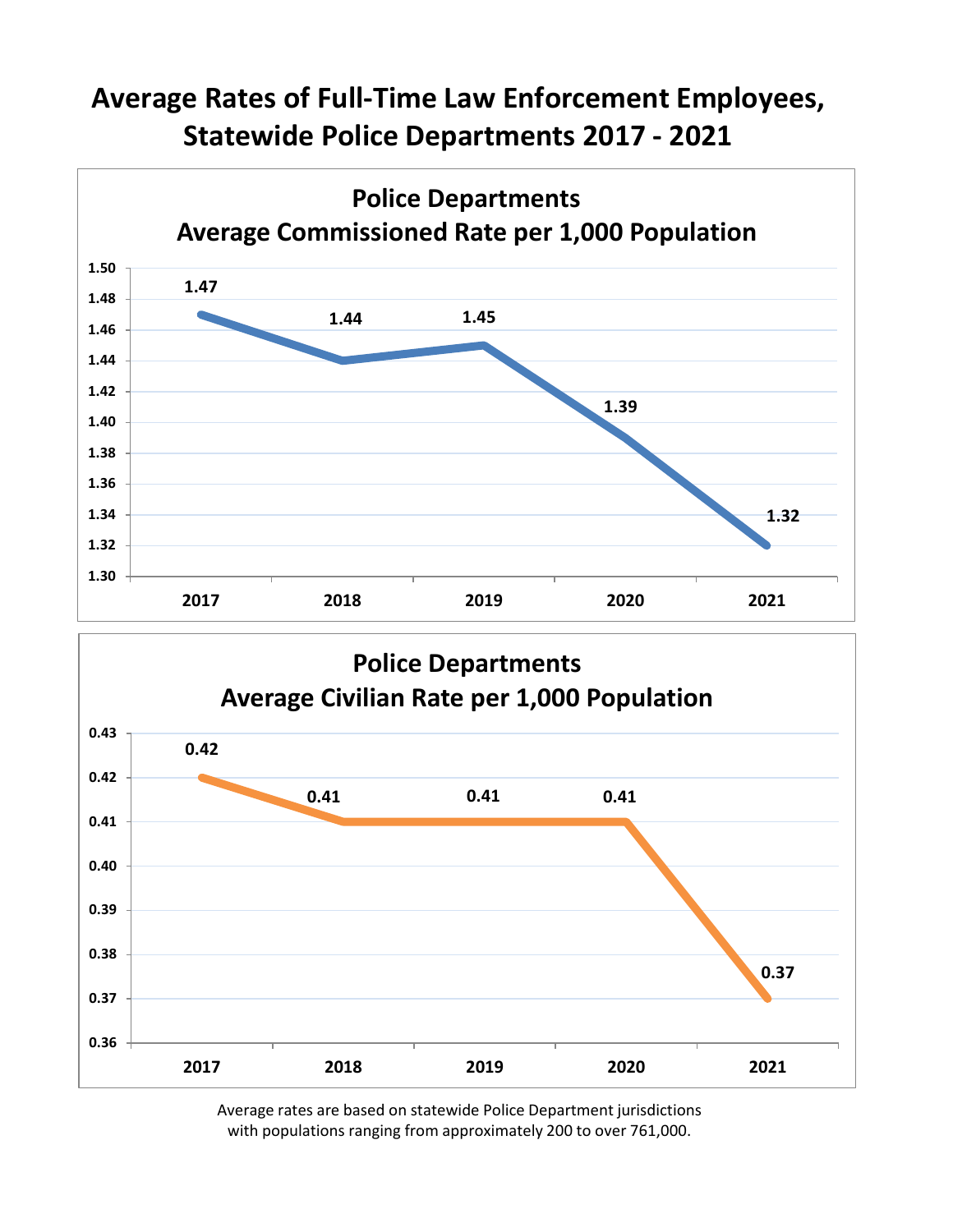# Average Rates of Full-Time Law Enforcement Employees, Statewide Police Departments 2017 - 2021

Police Departments
Average Commissioned Rate per 1,000 Population

1.50
1.48
1.46
1.44
1.42
1.40
1.38
1.36
1.34
1.32
1.30

1.47
1.44
1.45
1.39
1.32

2017
2018
2019
2020
2021

Police Departments
Average Civilian Rate per 1,000 Population

0.43
0.42
0.41
0.40
0.39
0.38
0.37
0.36

0.42
0.41
0.41
0.41
0.37

2017
2018
2019
2020
2021

Average rates are based on statewide Police Department jurisdictions with populations ranging from approximately 200 to over 761,000.